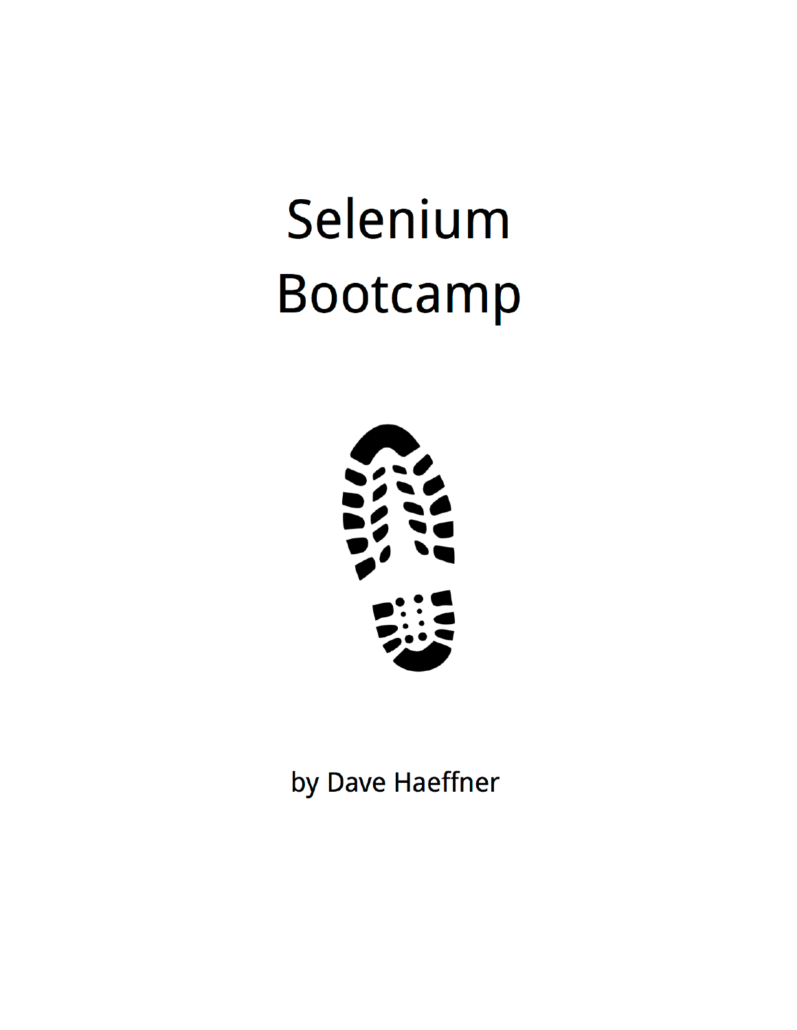# Selenium Bootcamp

by Dave Haeffner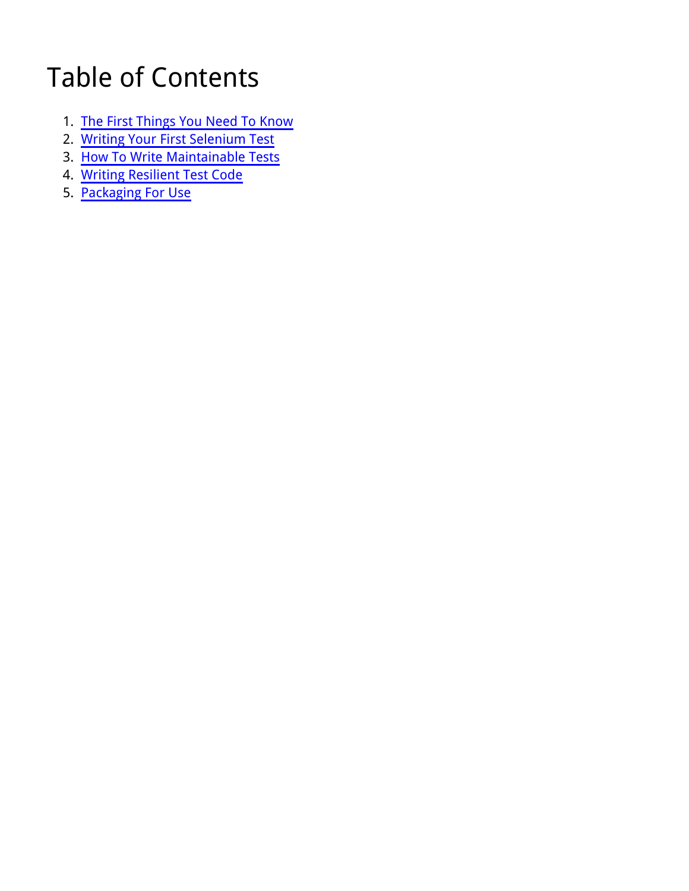# Table of Contents

1. The First Things You Need To Know
2. Writing Your First Selenium Test
3. How To Write Maintainable Tests
4. Writing Resilient Test Code
5. Packaging For Use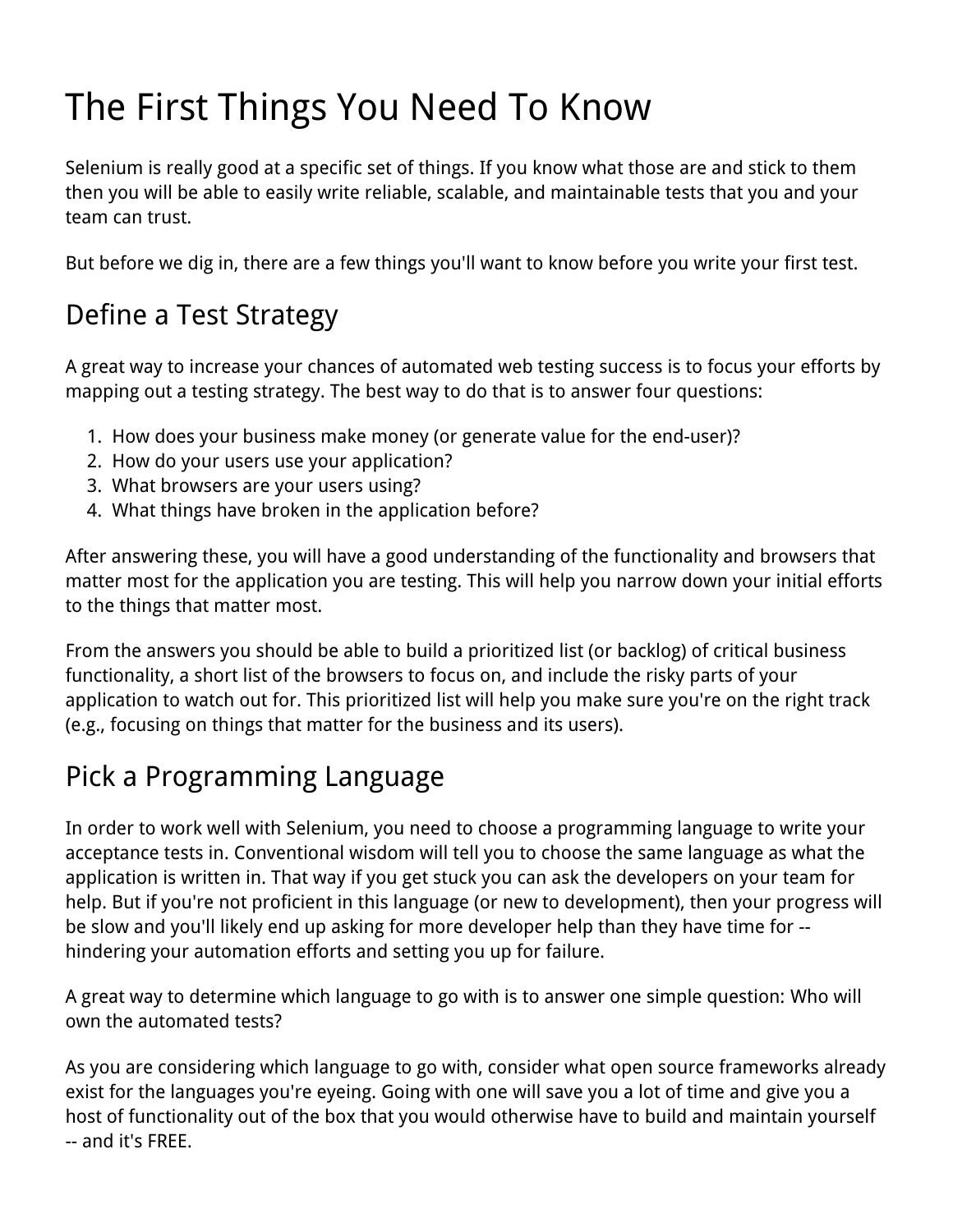# The First Things You Need To Know

Selenium is really good at a specific set of things. If you know what those are and stick to them then you will be able to easily write reliable, scalable, and maintainable tests that you and your team can trust.

But before we dig in, there are a few things you'll want to know before you write your first test.

## Define a Test Strategy

A great way to increase your chances of automated web testing success is to focus your efforts by mapping out a testing strategy. The best way to do that is to answer four questions:

1. How does your business make money (or generate value for the end-user)?
2. How do your users use your application?
3. What browsers are your users using?
4. What things have broken in the application before?

After answering these, you will have a good understanding of the functionality and browsers that matter most for the application you are testing. This will help you narrow down your initial efforts to the things that matter most.

From the answers you should be able to build a prioritized list (or backlog) of critical business functionality, a short list of the browsers to focus on, and include the risky parts of your application to watch out for. This prioritized list will help you make sure you're on the right track (e.g., focusing on things that matter for the business and its users).

## Pick a Programming Language

In order to work well with Selenium, you need to choose a programming language to write your acceptance tests in. Conventional wisdom will tell you to choose the same language as what the application is written in. That way if you get stuck you can ask the developers on your team for help. But if you're not proficient in this language (or new to development), then your progress will be slow and you'll likely end up asking for more developer help than they have time for -- hindering your automation efforts and setting you up for failure.

A great way to determine which language to go with is to answer one simple question: Who will own the automated tests?

As you are considering which language to go with, consider what open source frameworks already exist for the languages you're eyeing. Going with one will save you a lot of time and give you a host of functionality out of the box that you would otherwise have to build and maintain yourself -- and it's FREE.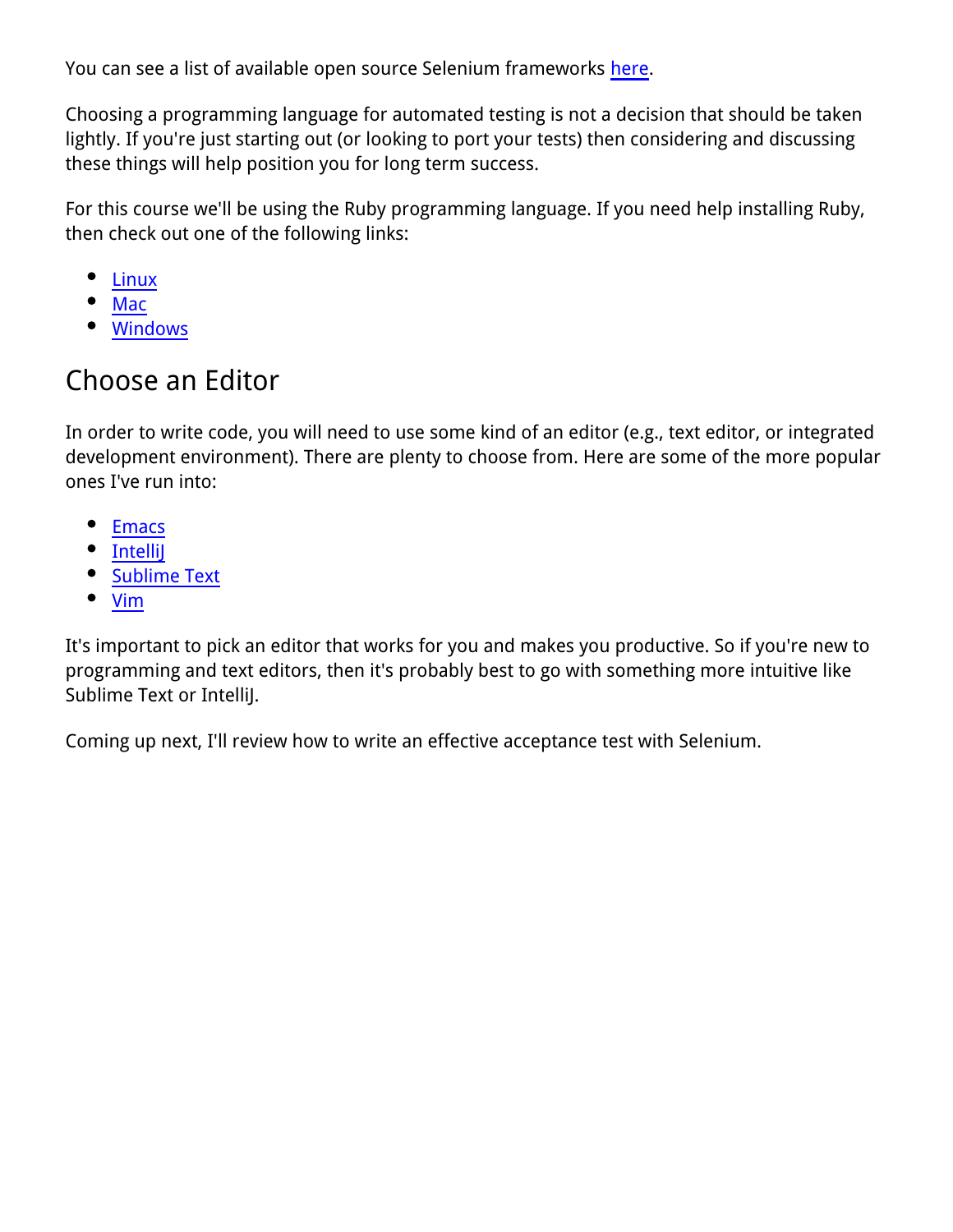You can see a list of available open source Selenium frameworks here.

Choosing a programming language for automated testing is not a decision that should be taken lightly. If you're just starting out (or looking to port your tests) then considering and discussing these things will help position you for long term success.

For this course we'll be using the Ruby programming language. If you need help installing Ruby, then check out one of the following links:

- Linux
- Mac
- Windows

## Choose an Editor

In order to write code, you will need to use some kind of an editor (e.g., text editor, or integrated development environment). There are plenty to choose from. Here are some of the more popular ones I've run into:

- Emacs
- IntelliJ
- Sublime Text
- Vim

It's important to pick an editor that works for you and makes you productive. So if you're new to programming and text editors, then it's probably best to go with something more intuitive like Sublime Text or IntelliJ.

Coming up next, I'll review how to write an effective acceptance test with Selenium.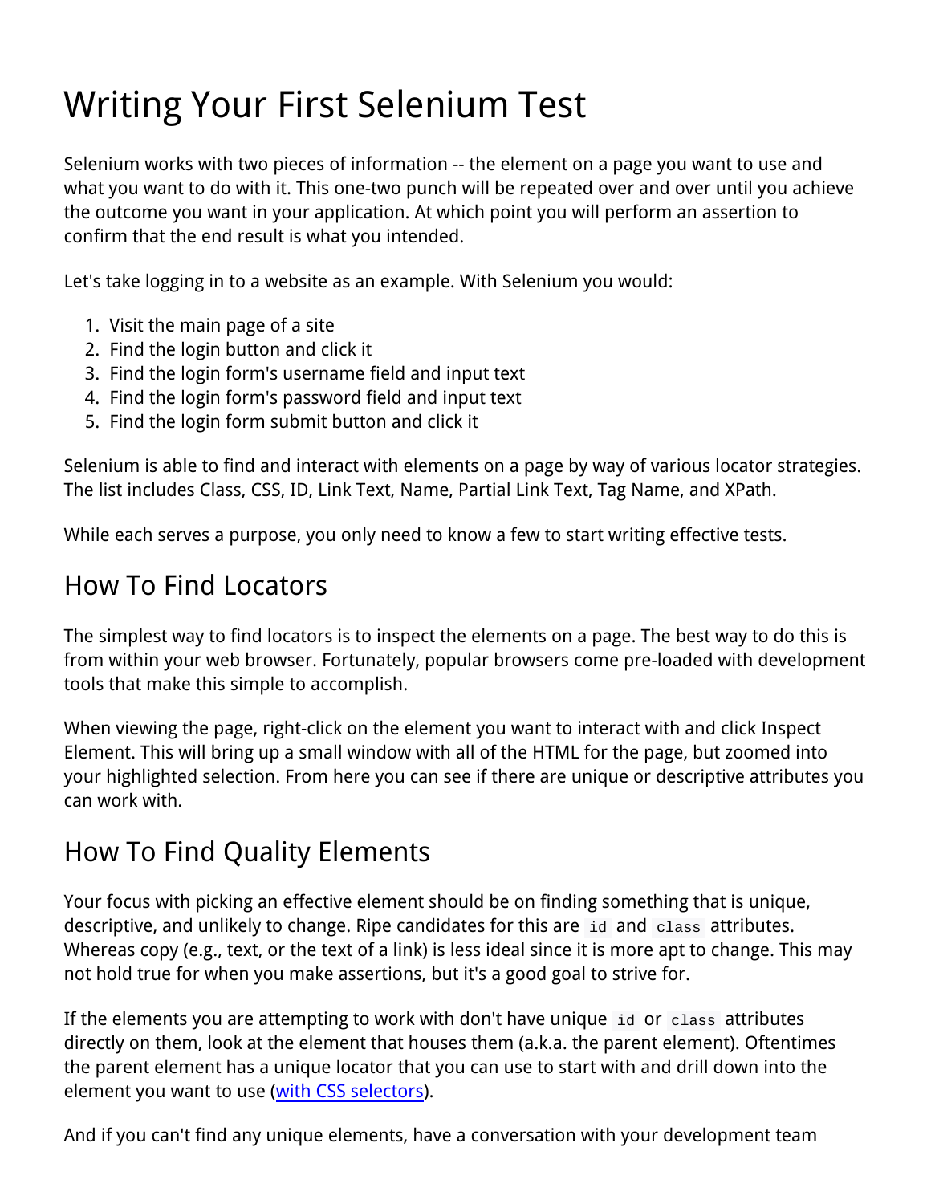# Writing Your First Selenium Test

Selenium works with two pieces of information -- the element on a page you want to use and what you want to do with it. This one-two punch will be repeated over and over until you achieve the outcome you want in your application. At which point you will perform an assertion to confirm that the end result is what you intended.

Let's take logging in to a website as an example. With Selenium you would:

1. Visit the main page of a site
2. Find the login button and click it
3. Find the login form's username field and input text
4. Find the login form's password field and input text
5. Find the login form submit button and click it

Selenium is able to find and interact with elements on a page by way of various locator strategies. The list includes Class, CSS, ID, Link Text, Name, Partial Link Text, Tag Name, and XPath.

While each serves a purpose, you only need to know a few to start writing effective tests.

## How To Find Locators

The simplest way to find locators is to inspect the elements on a page. The best way to do this is from within your web browser. Fortunately, popular browsers come pre-loaded with development tools that make this simple to accomplish.

When viewing the page, right-click on the element you want to interact with and click Inspect Element. This will bring up a small window with all of the HTML for the page, but zoomed into your highlighted selection. From here you can see if there are unique or descriptive attributes you can work with.

## How To Find Quality Elements

Your focus with picking an effective element should be on finding something that is unique, descriptive, and unlikely to change. Ripe candidates for this are `id` and `class` attributes. Whereas copy (e.g., text, or the text of a link) is less ideal since it is more apt to change. This may not hold true for when you make assertions, but it's a good goal to strive for.

If the elements you are attempting to work with don't have unique `id` or `class` attributes directly on them, look at the element that houses them (a.k.a. the parent element). Oftentimes the parent element has a unique locator that you can use to start with and drill down into the element you want to use ([with CSS selectors]()).

And if you can't find any unique elements, have a conversation with your development team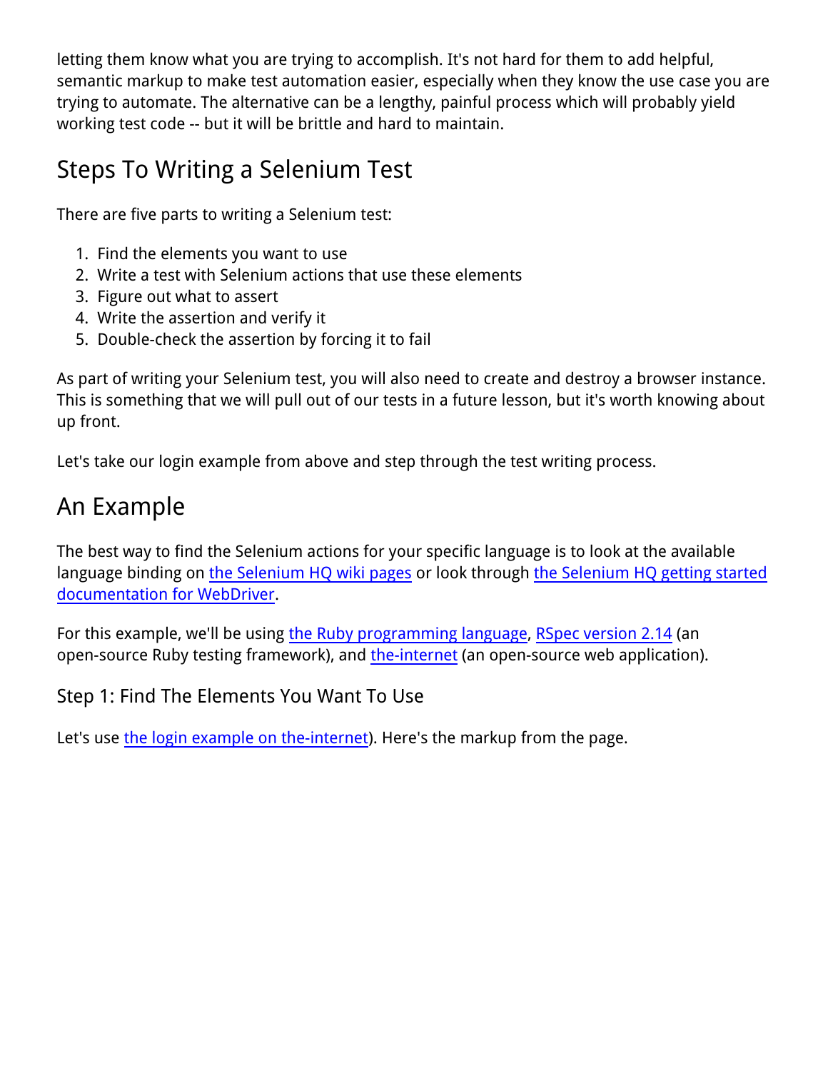letting them know what you are trying to accomplish. It's not hard for them to add helpful, semantic markup to make test automation easier, especially when they know the use case you are trying to automate. The alternative can be a lengthy, painful process which will probably yield working test code -- but it will be brittle and hard to maintain.

## Steps To Writing a Selenium Test

There are five parts to writing a Selenium test:

1. Find the elements you want to use
2. Write a test with Selenium actions that use these elements
3. Figure out what to assert
4. Write the assertion and verify it
5. Double-check the assertion by forcing it to fail

As part of writing your Selenium test, you will also need to create and destroy a browser instance. This is something that we will pull out of our tests in a future lesson, but it's worth knowing about up front.

Let's take our login example from above and step through the test writing process.

## An Example

The best way to find the Selenium actions for your specific language is to look at the available language binding on the Selenium HQ wiki pages or look through the Selenium HQ getting started documentation for WebDriver.

For this example, we'll be using the Ruby programming language, RSpec version 2.14 (an open-source Ruby testing framework), and the-internet (an open-source web application).

### Step 1: Find The Elements You Want To Use

Let's use the login example on the-internet). Here's the markup from the page.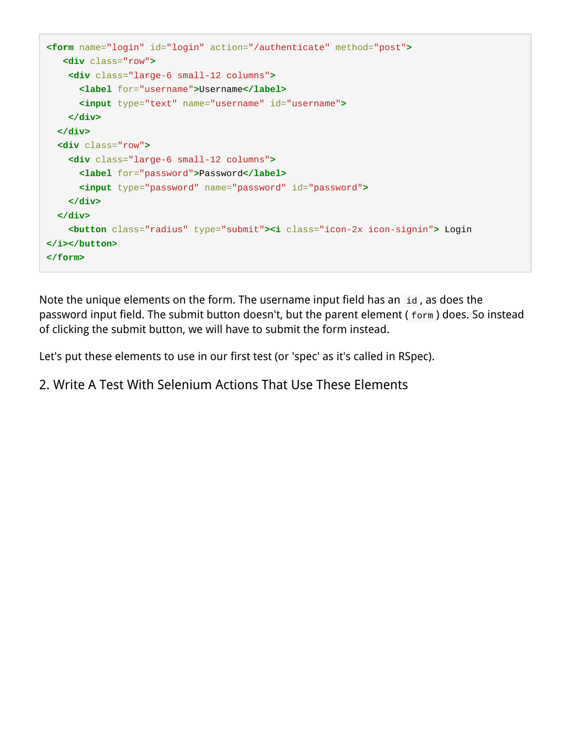```html
<form name="login" id="login" action="/authenticate" method="post">
   <div class="row">
    <div class="large-6 small-12 columns">
      <label for="username">Username</label>
      <input type="text" name="username" id="username">
    </div>
  </div>
  <div class="row">
    <div class="large-6 small-12 columns">
      <label for="password">Password</label>
      <input type="password" name="password" id="password">
    </div>
  </div>
    <button class="radius" type="submit"><i class="icon-2x icon-signin"> Login
</i></button>
</form>
```

Note the unique elements on the form. The username input field has an `id`, as does the password input field. The submit button doesn't, but the parent element (`form`) does. So instead of clicking the submit button, we will have to submit the form instead.

Let's put these elements to use in our first test (or 'spec' as it's called in RSpec).

## 2. Write A Test With Selenium Actions That Use These Elements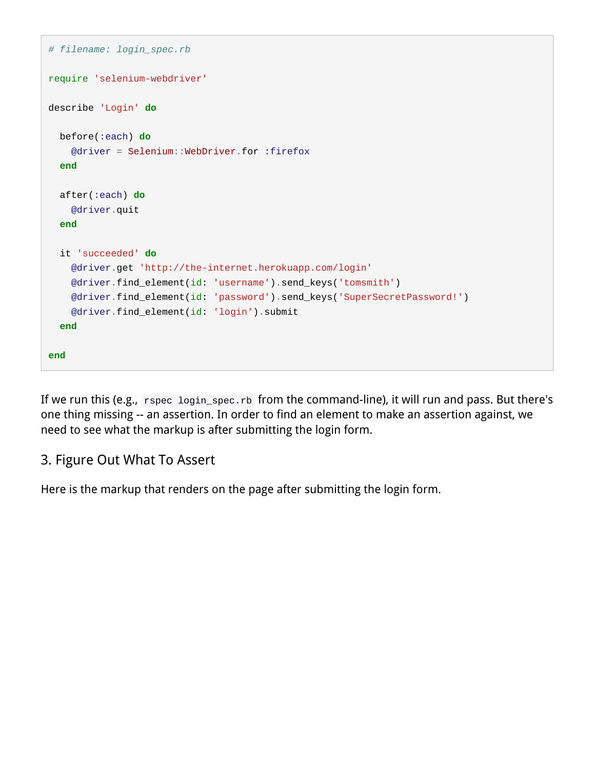```ruby
# filename: login_spec.rb

require 'selenium-webdriver'

describe 'Login' do

  before(:each) do
    @driver = Selenium::WebDriver.for :firefox
  end

  after(:each) do
    @driver.quit
  end

  it 'succeeded' do
    @driver.get 'http://the-internet.herokuapp.com/login'
    @driver.find_element(id: 'username').send_keys('tomsmith')
    @driver.find_element(id: 'password').send_keys('SuperSecretPassword!')
    @driver.find_element(id: 'login').submit
  end

end
```

If we run this (e.g., `rspec login_spec.rb` from the command-line), it will run and pass. But there's one thing missing -- an assertion. In order to find an element to make an assertion against, we need to see what the markup is after submitting the login form.

## 3. Figure Out What To Assert

Here is the markup that renders on the page after submitting the login form.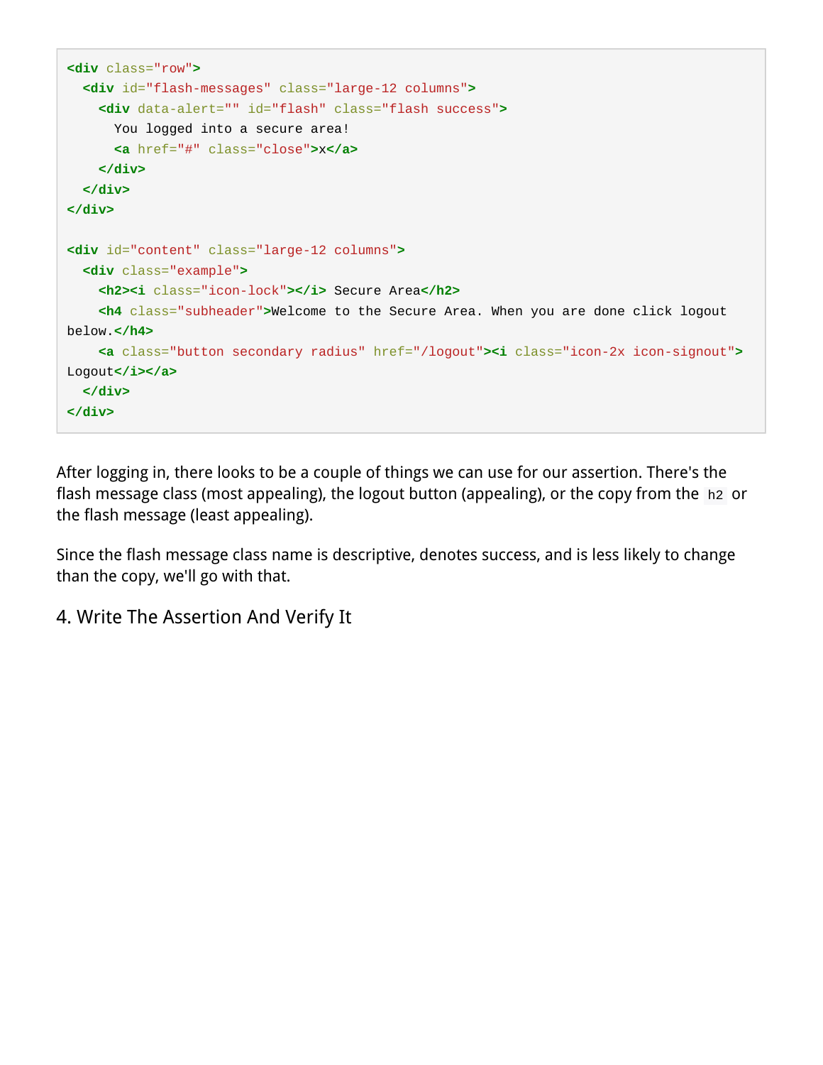```html
<div class="row">
  <div id="flash-messages" class="large-12 columns">
    <div data-alert="" id="flash" class="flash success">
      You logged into a secure area!
      <a href="#" class="close">x</a>
    </div>
  </div>
</div>

<div id="content" class="large-12 columns">
  <div class="example">
    <h2><i class="icon-lock"></i> Secure Area</h2>
    <h4 class="subheader">Welcome to the Secure Area. When you are done click logout below.</h4>
    <a class="button secondary radius" href="/logout"><i class="icon-2x icon-signout"> Logout</i></a>
  </div>
</div>
```

After logging in, there looks to be a couple of things we can use for our assertion. There's the flash message class (most appealing), the logout button (appealing), or the copy from the `h2` or the flash message (least appealing).

Since the flash message class name is descriptive, denotes success, and is less likely to change than the copy, we'll go with that.

## 4. Write The Assertion And Verify It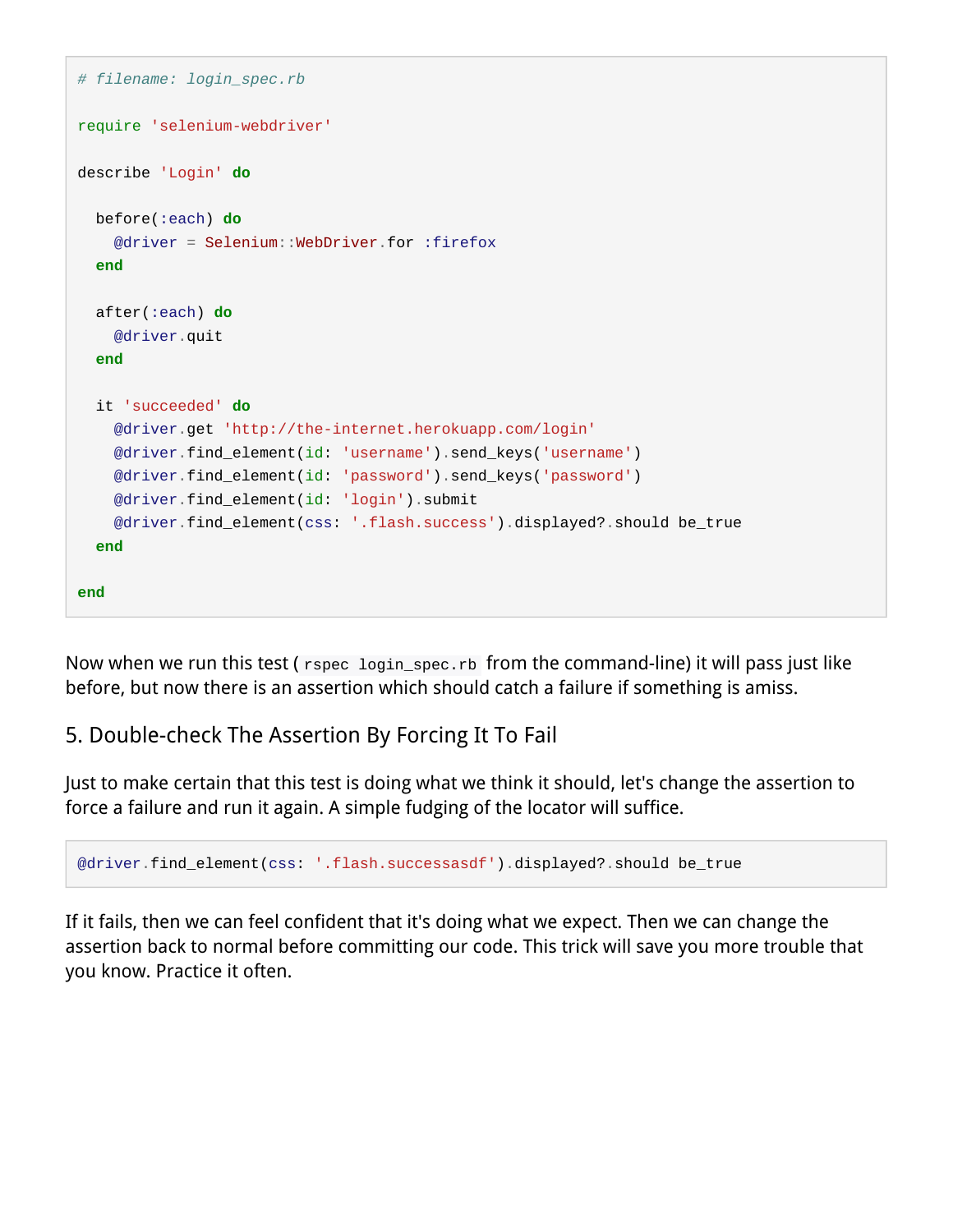```ruby
# filename: login_spec.rb

require 'selenium-webdriver'

describe 'Login' do

  before(:each) do
    @driver = Selenium::WebDriver.for :firefox
  end

  after(:each) do
    @driver.quit
  end

  it 'succeeded' do
    @driver.get 'http://the-internet.herokuapp.com/login'
    @driver.find_element(id: 'username').send_keys('username')
    @driver.find_element(id: 'password').send_keys('password')
    @driver.find_element(id: 'login').submit
    @driver.find_element(css: '.flash.success').displayed?.should be_true
  end

end
```

Now when we run this test ( `rspec login_spec.rb` from the command-line) it will pass just like before, but now there is an assertion which should catch a failure if something is amiss.

## 5. Double-check The Assertion By Forcing It To Fail

Just to make certain that this test is doing what we think it should, let's change the assertion to force a failure and run it again. A simple fudging of the locator will suffice.

```ruby
@driver.find_element(css: '.flash.successasdf').displayed?.should be_true
```

If it fails, then we can feel confident that it's doing what we expect. Then we can change the assertion back to normal before committing our code. This trick will save you more trouble that you know. Practice it often.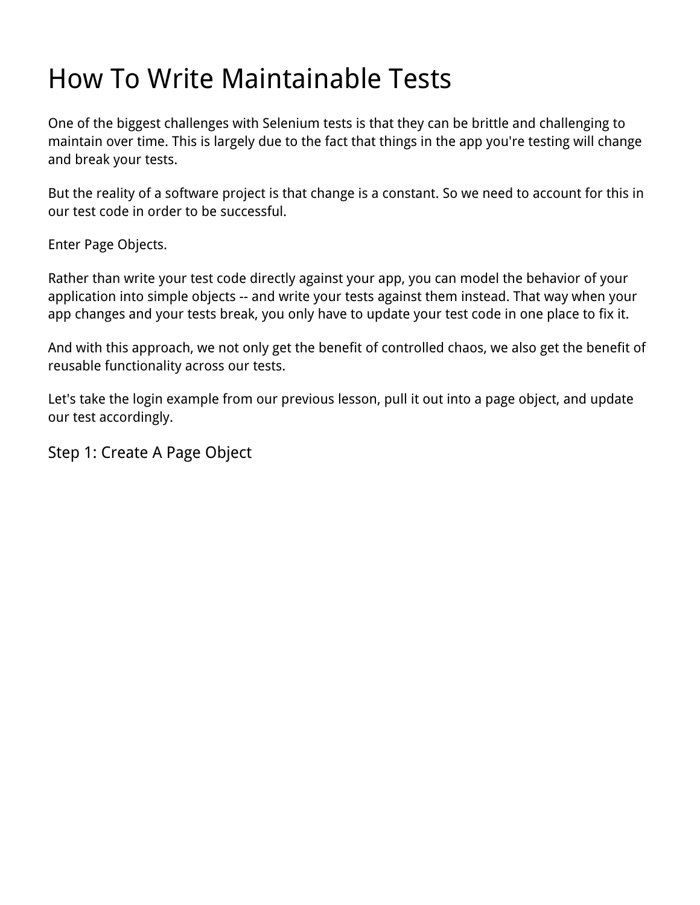# How To Write Maintainable Tests

One of the biggest challenges with Selenium tests is that they can be brittle and challenging to maintain over time. This is largely due to the fact that things in the app you're testing will change and break your tests.

But the reality of a software project is that change is a constant. So we need to account for this in our test code in order to be successful.

Enter Page Objects.

Rather than write your test code directly against your app, you can model the behavior of your application into simple objects -- and write your tests against them instead. That way when your app changes and your tests break, you only have to update your test code in one place to fix it.

And with this approach, we not only get the benefit of controlled chaos, we also get the benefit of reusable functionality across our tests.

Let's take the login example from our previous lesson, pull it out into a page object, and update our test accordingly.

## Step 1: Create A Page Object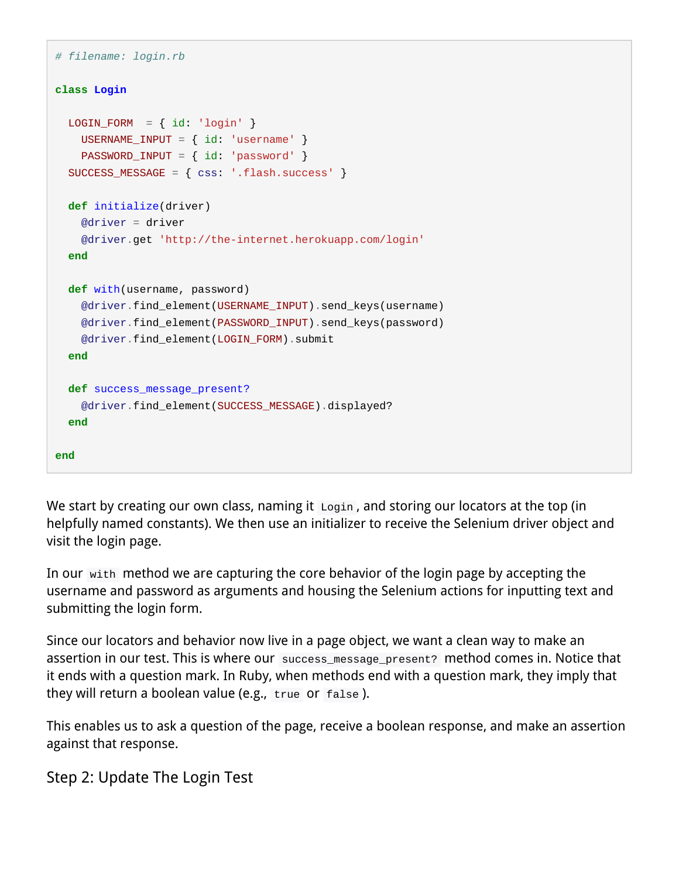```ruby
# filename: login.rb

class Login

  LOGIN_FORM  = { id: 'login' }
    USERNAME_INPUT = { id: 'username' }
    PASSWORD_INPUT = { id: 'password' }
  SUCCESS_MESSAGE = { css: '.flash.success' }

  def initialize(driver)
    @driver = driver
    @driver.get 'http://the-internet.herokuapp.com/login'
  end

  def with(username, password)
    @driver.find_element(USERNAME_INPUT).send_keys(username)
    @driver.find_element(PASSWORD_INPUT).send_keys(password)
    @driver.find_element(LOGIN_FORM).submit
  end

  def success_message_present?
    @driver.find_element(SUCCESS_MESSAGE).displayed?
  end

end
```

We start by creating our own class, naming it `Login`, and storing our locators at the top (in helpfully named constants). We then use an initializer to receive the Selenium driver object and visit the login page.

In our `with` method we are capturing the core behavior of the login page by accepting the username and password as arguments and housing the Selenium actions for inputting text and submitting the login form.

Since our locators and behavior now live in a page object, we want a clean way to make an assertion in our test. This is where our `success_message_present?` method comes in. Notice that it ends with a question mark. In Ruby, when methods end with a question mark, they imply that they will return a boolean value (e.g., `true` or `false`).

This enables us to ask a question of the page, receive a boolean response, and make an assertion against that response.

## Step 2: Update The Login Test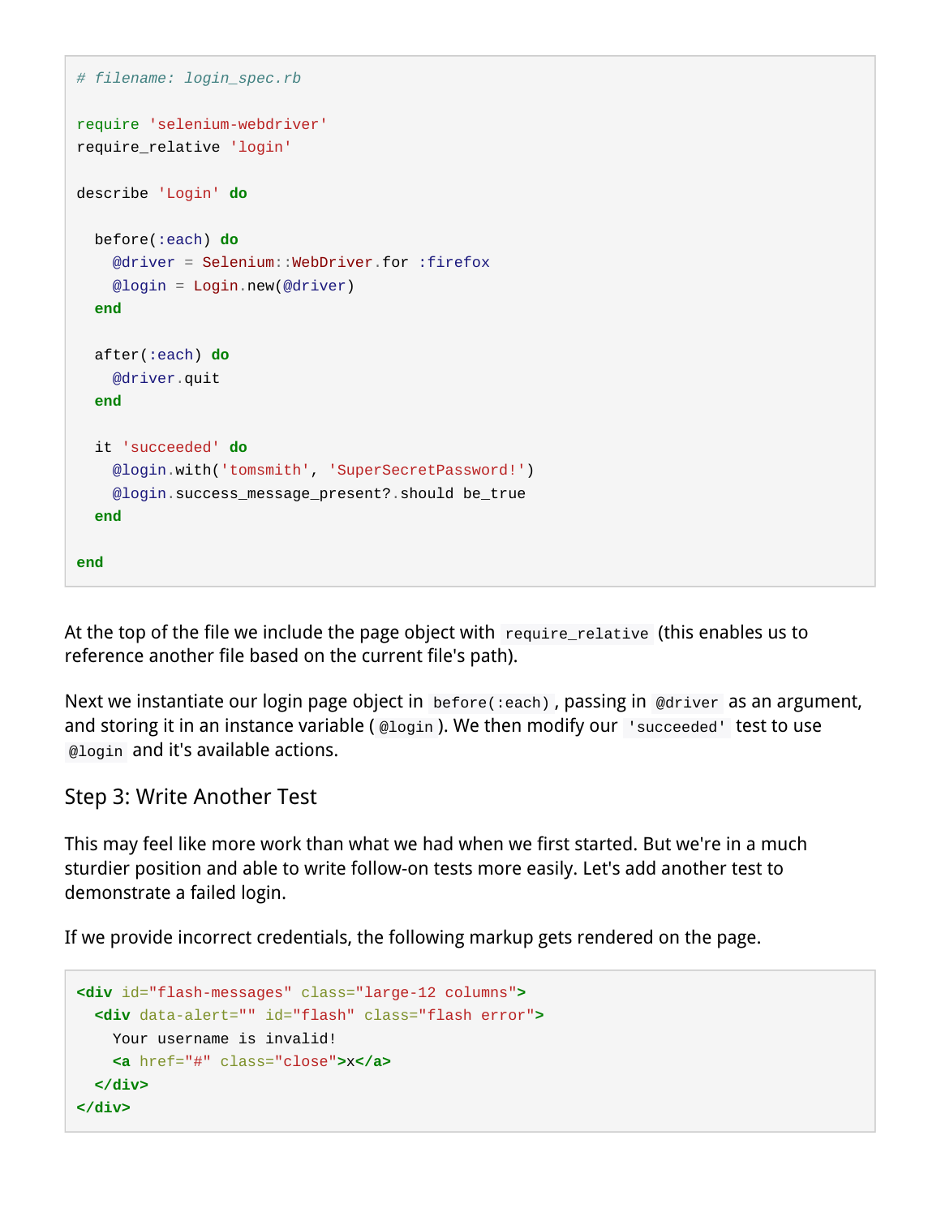```ruby
# filename: login_spec.rb

require 'selenium-webdriver'
require_relative 'login'

describe 'Login' do

  before(:each) do
    @driver = Selenium::WebDriver.for :firefox
    @login = Login.new(@driver)
  end

  after(:each) do
    @driver.quit
  end

  it 'succeeded' do
    @login.with('tomsmith', 'SuperSecretPassword!')
    @login.success_message_present?.should be_true
  end

end
```

At the top of the file we include the page object with `require_relative` (this enables us to reference another file based on the current file's path).

Next we instantiate our login page object in `before(:each)`, passing in `@driver` as an argument, and storing it in an instance variable (`@login`). We then modify our `'succeeded'` test to use `@login` and it's available actions.

### Step 3: Write Another Test

This may feel like more work than what we had when we first started. But we're in a much sturdier position and able to write follow-on tests more easily. Let's add another test to demonstrate a failed login.

If we provide incorrect credentials, the following markup gets rendered on the page.

```html
<div id="flash-messages" class="large-12 columns">
  <div data-alert="" id="flash" class="flash error">
    Your username is invalid!
    <a href="#" class="close">x</a>
  </div>
</div>
```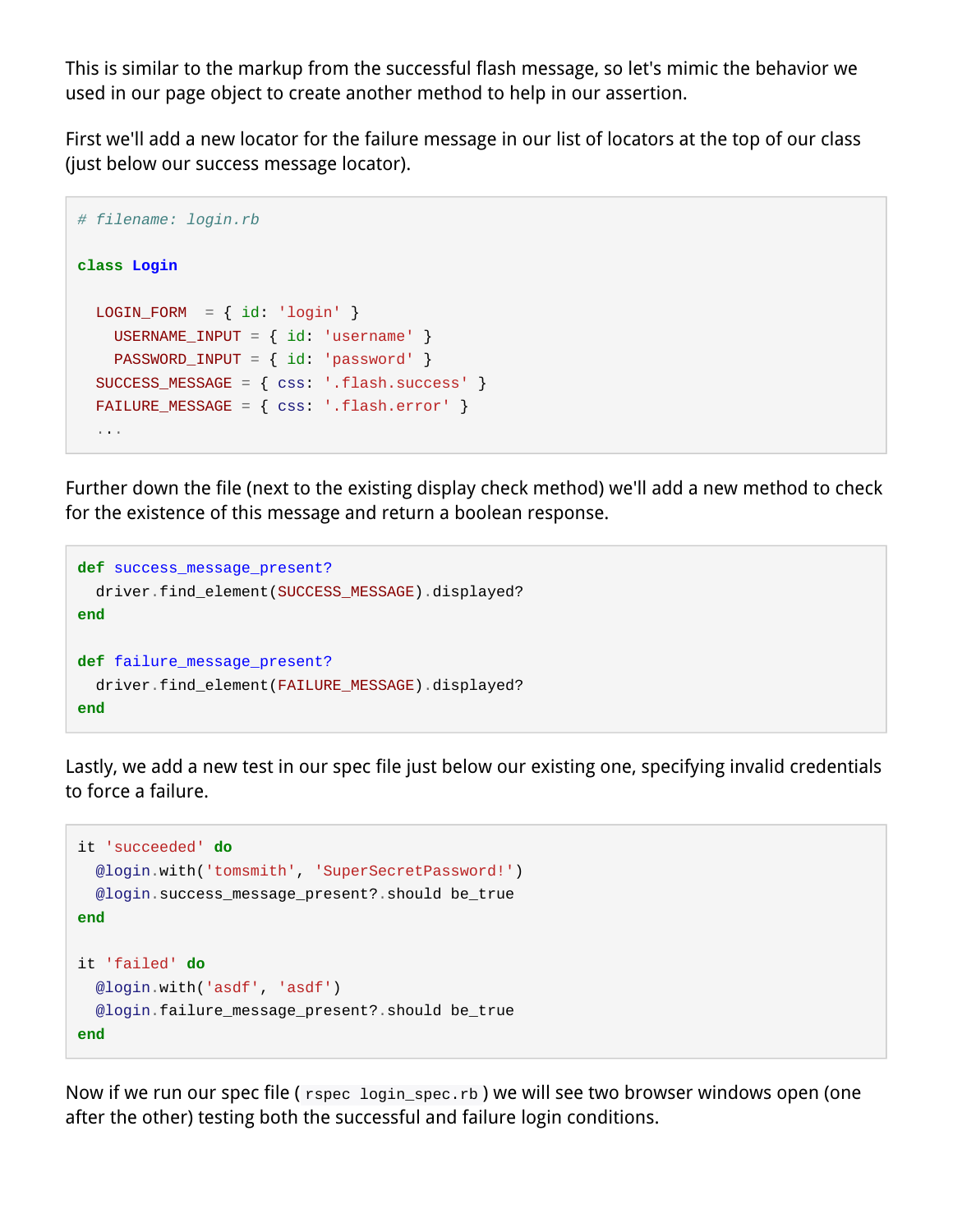This is similar to the markup from the successful flash message, so let's mimic the behavior we used in our page object to create another method to help in our assertion.

First we'll add a new locator for the failure message in our list of locators at the top of our class (just below our success message locator).

```
# filename: login.rb

class Login

  LOGIN_FORM  = { id: 'login' }
    USERNAME_INPUT = { id: 'username' }
    PASSWORD_INPUT = { id: 'password' }
  SUCCESS_MESSAGE = { css: '.flash.success' }
  FAILURE_MESSAGE = { css: '.flash.error' }
  ...
```

Further down the file (next to the existing display check method) we'll add a new method to check for the existence of this message and return a boolean response.

```
def success_message_present?
  driver.find_element(SUCCESS_MESSAGE).displayed?
end

def failure_message_present?
  driver.find_element(FAILURE_MESSAGE).displayed?
end
```

Lastly, we add a new test in our spec file just below our existing one, specifying invalid credentials to force a failure.

```
it 'succeeded' do
  @login.with('tomsmith', 'SuperSecretPassword!')
  @login.success_message_present?.should be_true
end

it 'failed' do
  @login.with('asdf', 'asdf')
  @login.failure_message_present?.should be_true
end
```

Now if we run our spec file ( `rspec login_spec.rb` ) we will see two browser windows open (one after the other) testing both the successful and failure login conditions.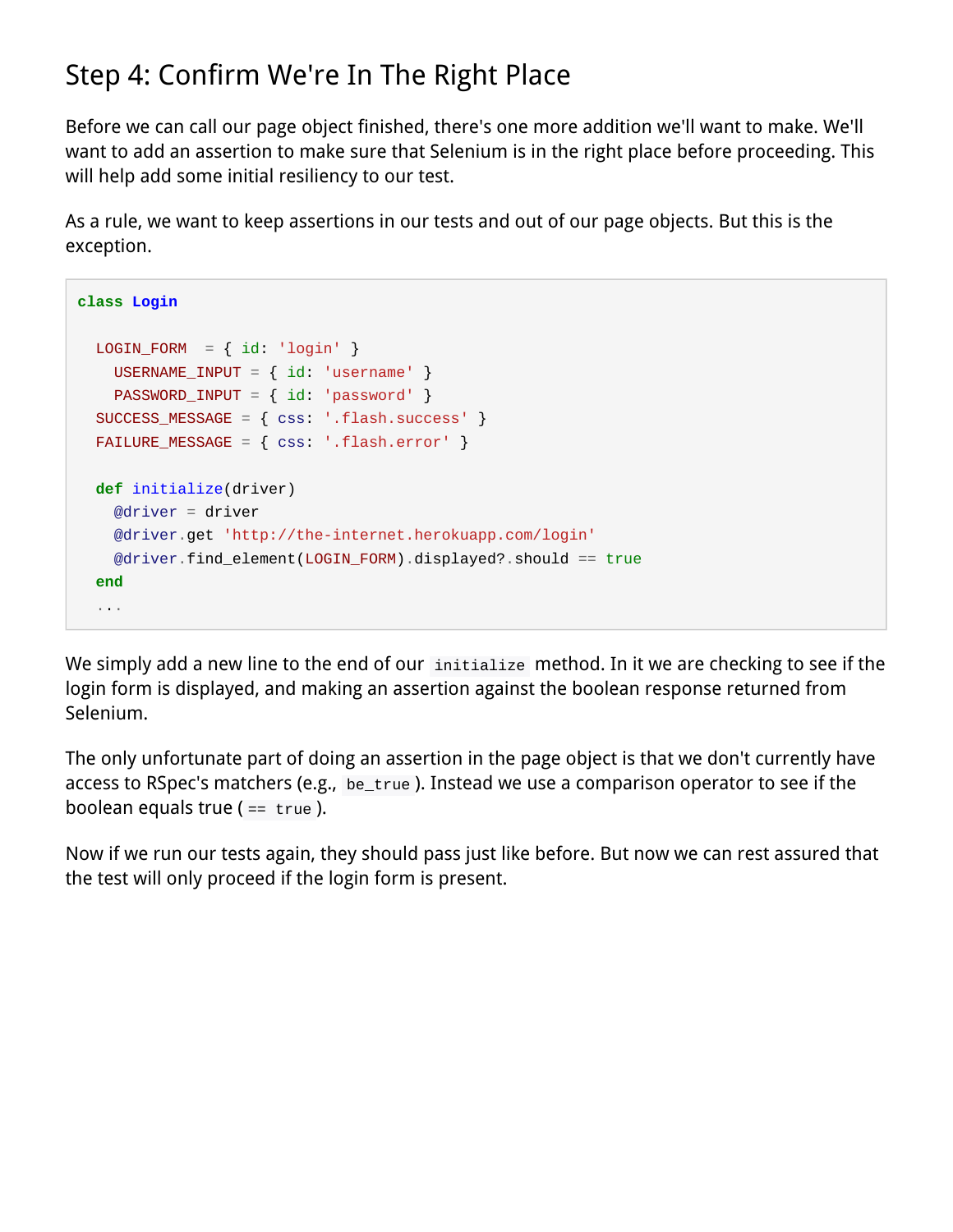## Step 4: Confirm We're In The Right Place

Before we can call our page object finished, there's one more addition we'll want to make. We'll want to add an assertion to make sure that Selenium is in the right place before proceeding. This will help add some initial resiliency to our test.

As a rule, we want to keep assertions in our tests and out of our page objects. But this is the exception.

```
class Login

  LOGIN_FORM  = { id: 'login' }
    USERNAME_INPUT = { id: 'username' }
    PASSWORD_INPUT = { id: 'password' }
  SUCCESS_MESSAGE = { css: '.flash.success' }
  FAILURE_MESSAGE = { css: '.flash.error' }

  def initialize(driver)
    @driver = driver
    @driver.get 'http://the-internet.herokuapp.com/login'
    @driver.find_element(LOGIN_FORM).displayed?.should == true
  end
  ...
```

We simply add a new line to the end of our `initialize` method. In it we are checking to see if the login form is displayed, and making an assertion against the boolean response returned from Selenium.

The only unfortunate part of doing an assertion in the page object is that we don't currently have access to RSpec's matchers (e.g., `be_true`). Instead we use a comparison operator to see if the boolean equals true (`== true`).

Now if we run our tests again, they should pass just like before. But now we can rest assured that the test will only proceed if the login form is present.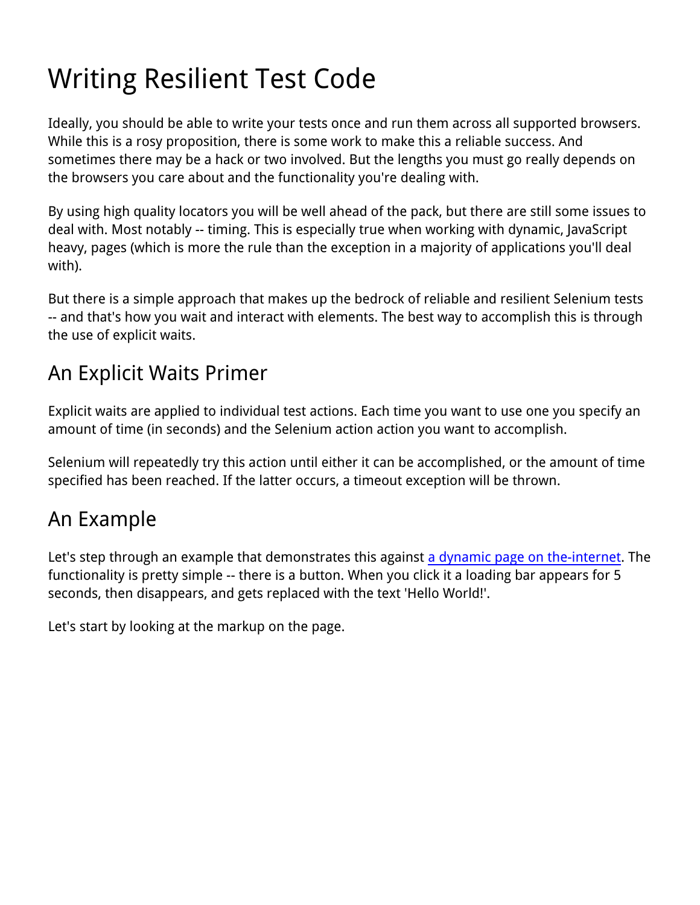# Writing Resilient Test Code

Ideally, you should be able to write your tests once and run them across all supported browsers. While this is a rosy proposition, there is some work to make this a reliable success. And sometimes there may be a hack or two involved. But the lengths you must go really depends on the browsers you care about and the functionality you're dealing with.

By using high quality locators you will be well ahead of the pack, but there are still some issues to deal with. Most notably -- timing. This is especially true when working with dynamic, JavaScript heavy, pages (which is more the rule than the exception in a majority of applications you'll deal with).

But there is a simple approach that makes up the bedrock of reliable and resilient Selenium tests -- and that's how you wait and interact with elements. The best way to accomplish this is through the use of explicit waits.

## An Explicit Waits Primer

Explicit waits are applied to individual test actions. Each time you want to use one you specify an amount of time (in seconds) and the Selenium action action you want to accomplish.

Selenium will repeatedly try this action until either it can be accomplished, or the amount of time specified has been reached. If the latter occurs, a timeout exception will be thrown.

## An Example

Let's step through an example that demonstrates this against a dynamic page on the-internet. The functionality is pretty simple -- there is a button. When you click it a loading bar appears for 5 seconds, then disappears, and gets replaced with the text 'Hello World!'.

Let's start by looking at the markup on the page.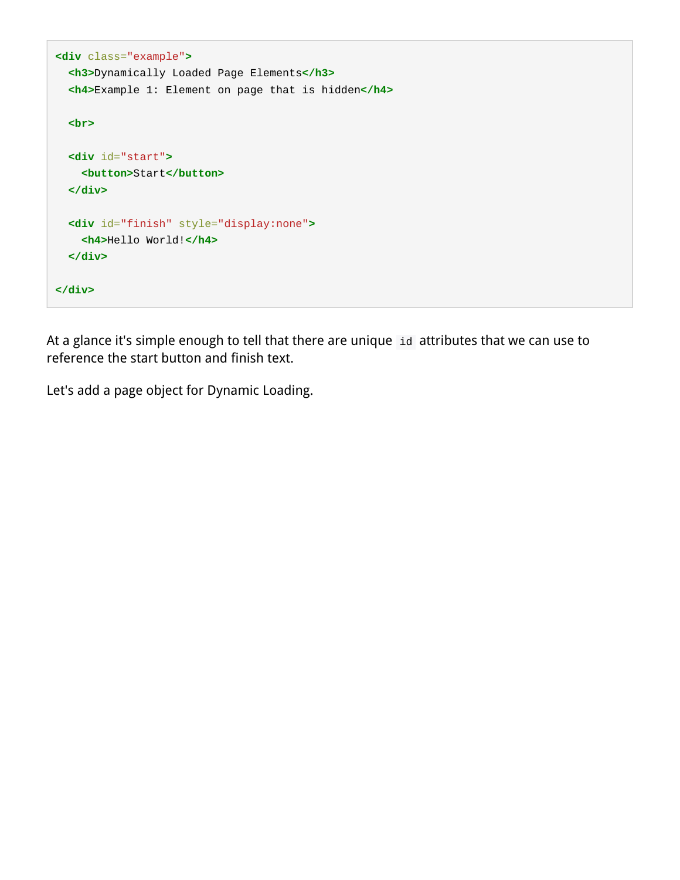```html
<div class="example">
  <h3>Dynamically Loaded Page Elements</h3>
  <h4>Example 1: Element on page that is hidden</h4>

  <br>

  <div id="start">
    <button>Start</button>
  </div>

  <div id="finish" style="display:none">
    <h4>Hello World!</h4>
  </div>

</div>
```

At a glance it's simple enough to tell that there are unique `id` attributes that we can use to reference the start button and finish text.

Let's add a page object for Dynamic Loading.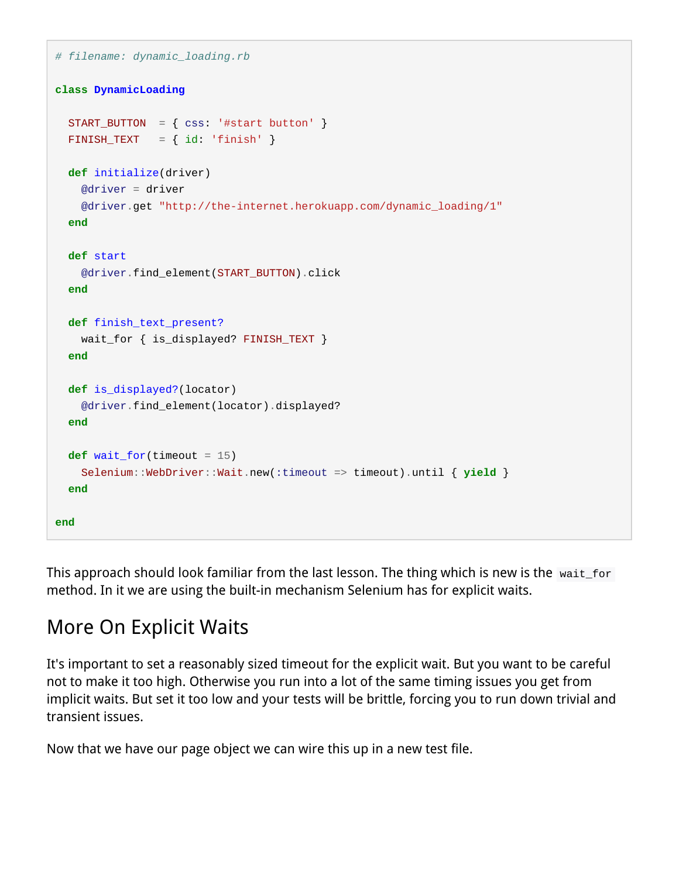```ruby
# filename: dynamic_loading.rb

class DynamicLoading

  START_BUTTON  = { css: '#start button' }
  FINISH_TEXT   = { id: 'finish' }

  def initialize(driver)
    @driver = driver
    @driver.get "http://the-internet.herokuapp.com/dynamic_loading/1"
  end

  def start
    @driver.find_element(START_BUTTON).click
  end

  def finish_text_present?
    wait_for { is_displayed? FINISH_TEXT }
  end

  def is_displayed?(locator)
    @driver.find_element(locator).displayed?
  end

  def wait_for(timeout = 15)
    Selenium::WebDriver::Wait.new(:timeout => timeout).until { yield }
  end

end
```

This approach should look familiar from the last lesson. The thing which is new is the `wait_for` method. In it we are using the built-in mechanism Selenium has for explicit waits.

## More On Explicit Waits

It's important to set a reasonably sized timeout for the explicit wait. But you want to be careful not to make it too high. Otherwise you run into a lot of the same timing issues you get from implicit waits. But set it too low and your tests will be brittle, forcing you to run down trivial and transient issues.

Now that we have our page object we can wire this up in a new test file.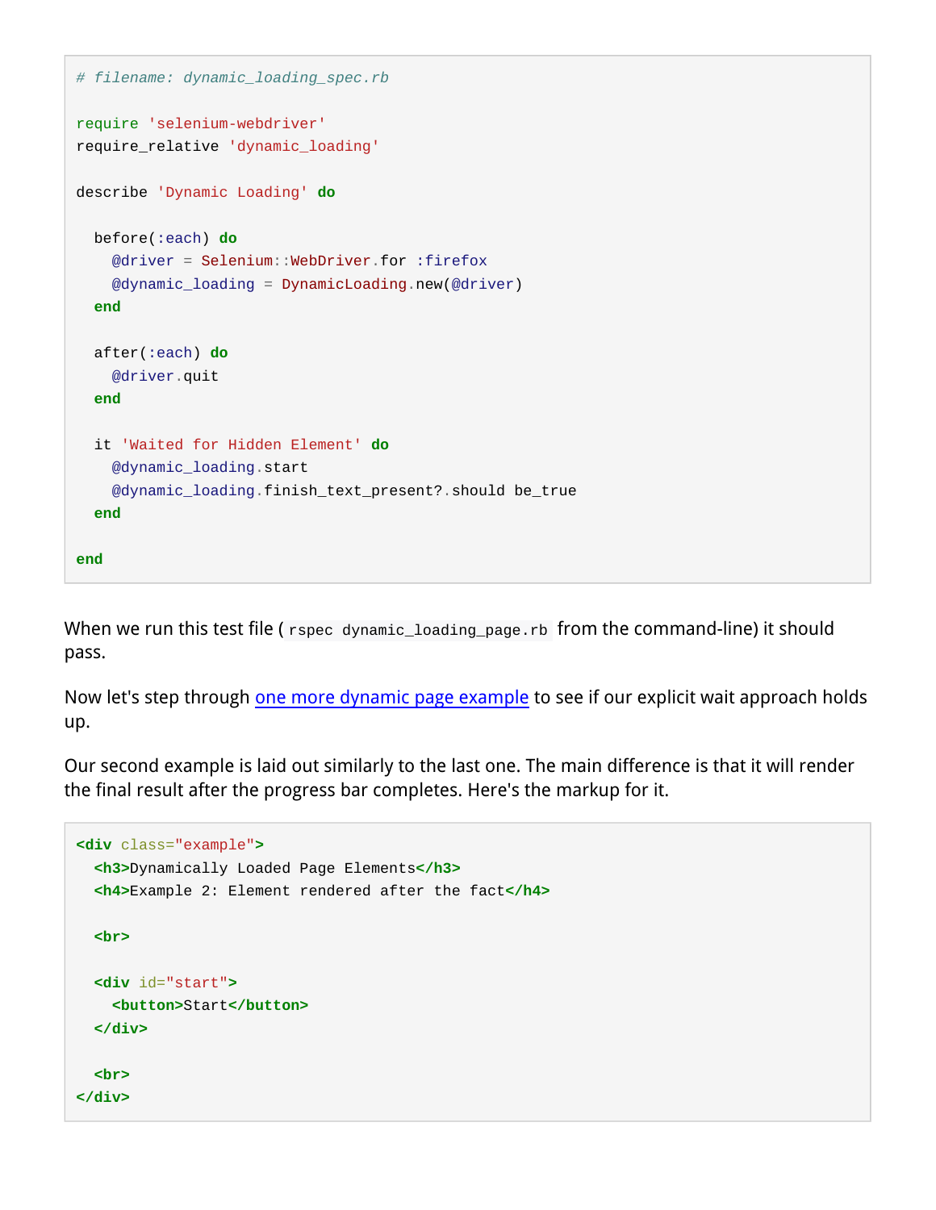```ruby
# filename: dynamic_loading_spec.rb

require 'selenium-webdriver'
require_relative 'dynamic_loading'

describe 'Dynamic Loading' do

  before(:each) do
    @driver = Selenium::WebDriver.for :firefox
    @dynamic_loading = DynamicLoading.new(@driver)
  end

  after(:each) do
    @driver.quit
  end

  it 'Waited for Hidden Element' do
    @dynamic_loading.start
    @dynamic_loading.finish_text_present?.should be_true
  end

end
```

When we run this test file (`rspec dynamic_loading_page.rb` from the command-line) it should pass.

Now let's step through [one more dynamic page example](#) to see if our explicit wait approach holds up.

Our second example is laid out similarly to the last one. The main difference is that it will render the final result after the progress bar completes. Here's the markup for it.

```html
<div class="example">
  <h3>Dynamically Loaded Page Elements</h3>
  <h4>Example 2: Element rendered after the fact</h4>

  <br>

  <div id="start">
    <button>Start</button>
  </div>

  <br>
</div>
```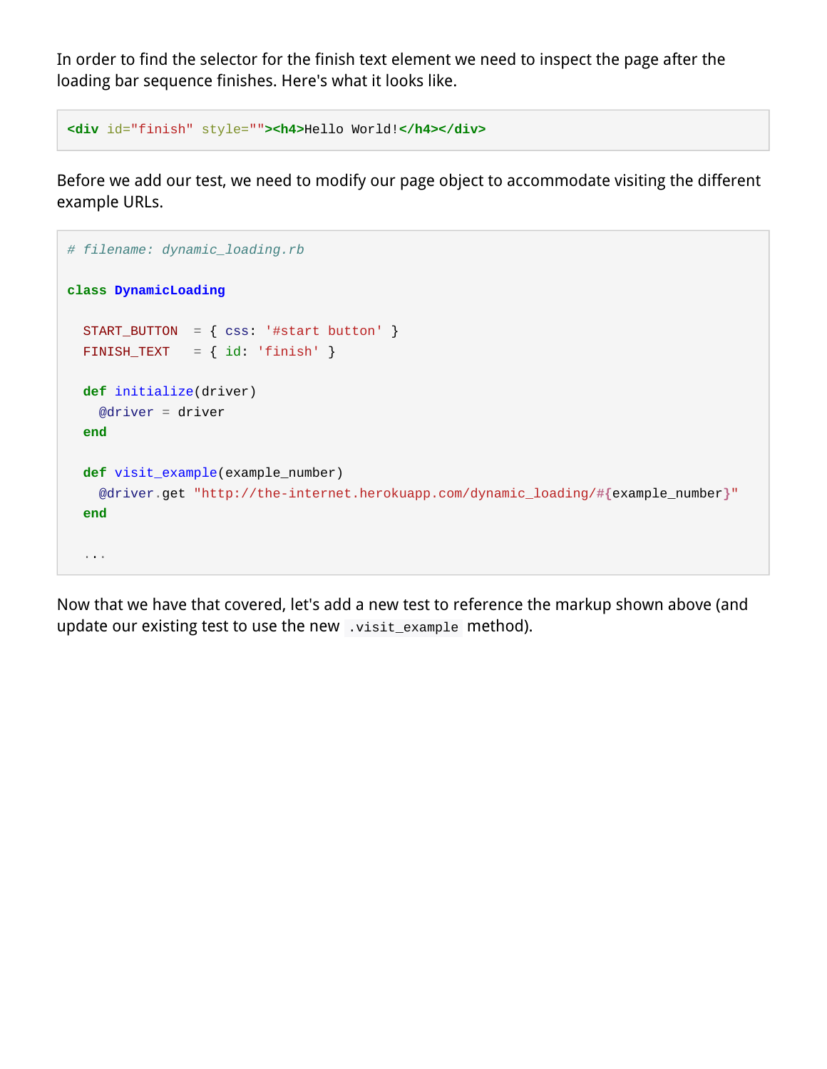In order to find the selector for the finish text element we need to inspect the page after the loading bar sequence finishes. Here's what it looks like.

```
<div id="finish" style=""><h4>Hello World!</h4></div>
```

Before we add our test, we need to modify our page object to accommodate visiting the different example URLs.

```
# filename: dynamic_loading.rb

class DynamicLoading

  START_BUTTON  = { css: '#start button' }
  FINISH_TEXT   = { id: 'finish' }

  def initialize(driver)
    @driver = driver
  end

  def visit_example(example_number)
    @driver.get "http://the-internet.herokuapp.com/dynamic_loading/#{example_number}"
  end

  ...
```

Now that we have that covered, let's add a new test to reference the markup shown above (and update our existing test to use the new `.visit_example` method).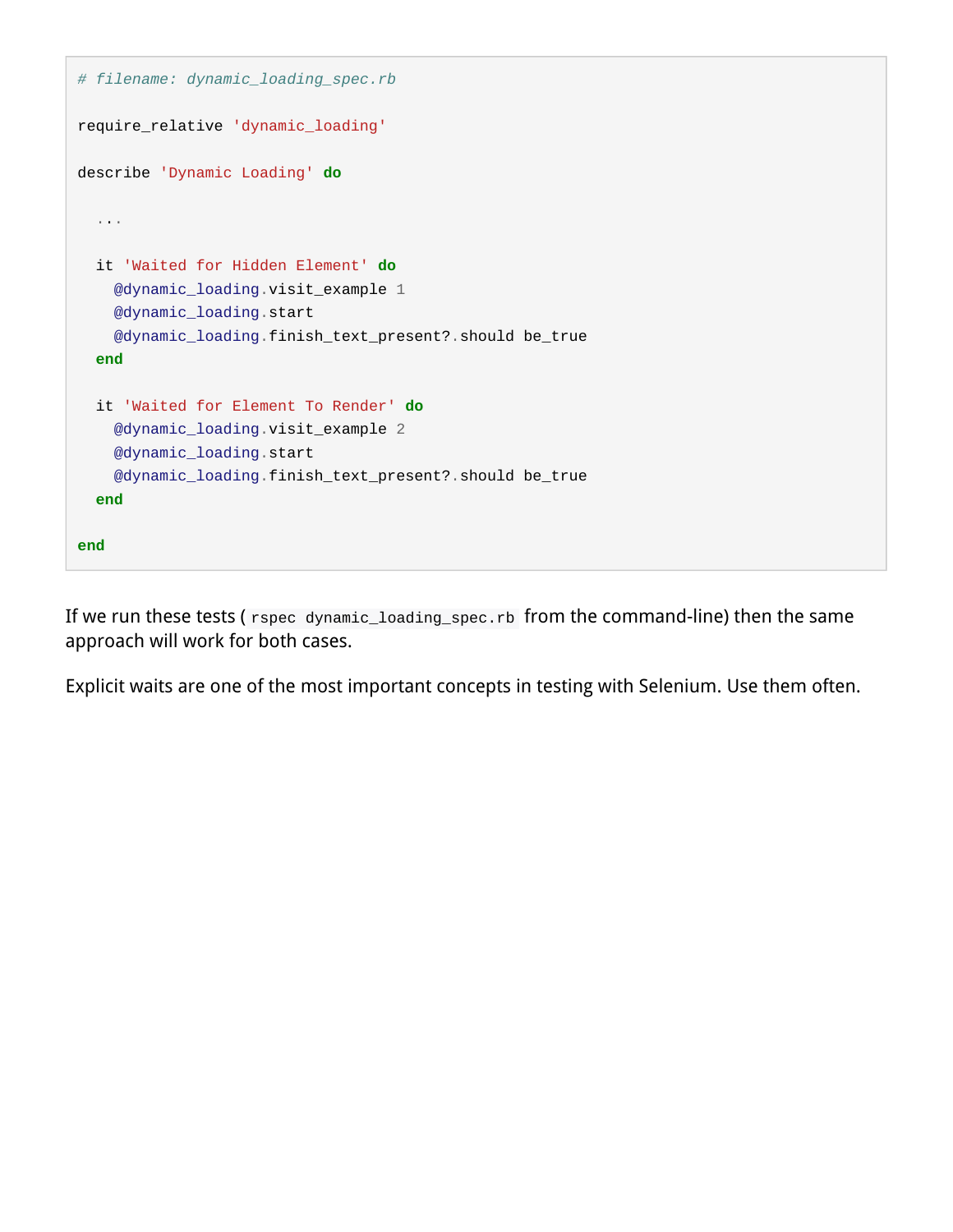```ruby
# filename: dynamic_loading_spec.rb

require_relative 'dynamic_loading'

describe 'Dynamic Loading' do

  ...

  it 'Waited for Hidden Element' do
    @dynamic_loading.visit_example 1
    @dynamic_loading.start
    @dynamic_loading.finish_text_present?.should be_true
  end

  it 'Waited for Element To Render' do
    @dynamic_loading.visit_example 2
    @dynamic_loading.start
    @dynamic_loading.finish_text_present?.should be_true
  end

end
```

If we run these tests ( `rspec dynamic_loading_spec.rb` from the command-line) then the same approach will work for both cases.

Explicit waits are one of the most important concepts in testing with Selenium. Use them often.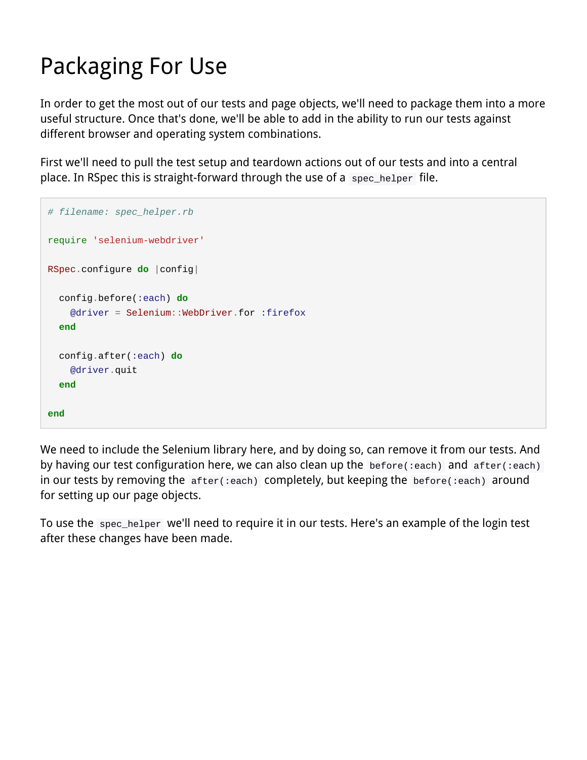# Packaging For Use

In order to get the most out of our tests and page objects, we'll need to package them into a more useful structure. Once that's done, we'll be able to add in the ability to run our tests against different browser and operating system combinations.

First we'll need to pull the test setup and teardown actions out of our tests and into a central place. In RSpec this is straight-forward through the use of a `spec_helper` file.

```
# filename: spec_helper.rb

require 'selenium-webdriver'

RSpec.configure do |config|

  config.before(:each) do
    @driver = Selenium::WebDriver.for :firefox
  end

  config.after(:each) do
    @driver.quit
  end

end
```

We need to include the Selenium library here, and by doing so, can remove it from our tests. And by having our test configuration here, we can also clean up the `before(:each)` and `after(:each)` in our tests by removing the `after(:each)` completely, but keeping the `before(:each)` around for setting up our page objects.

To use the `spec_helper` we'll need to require it in our tests. Here's an example of the login test after these changes have been made.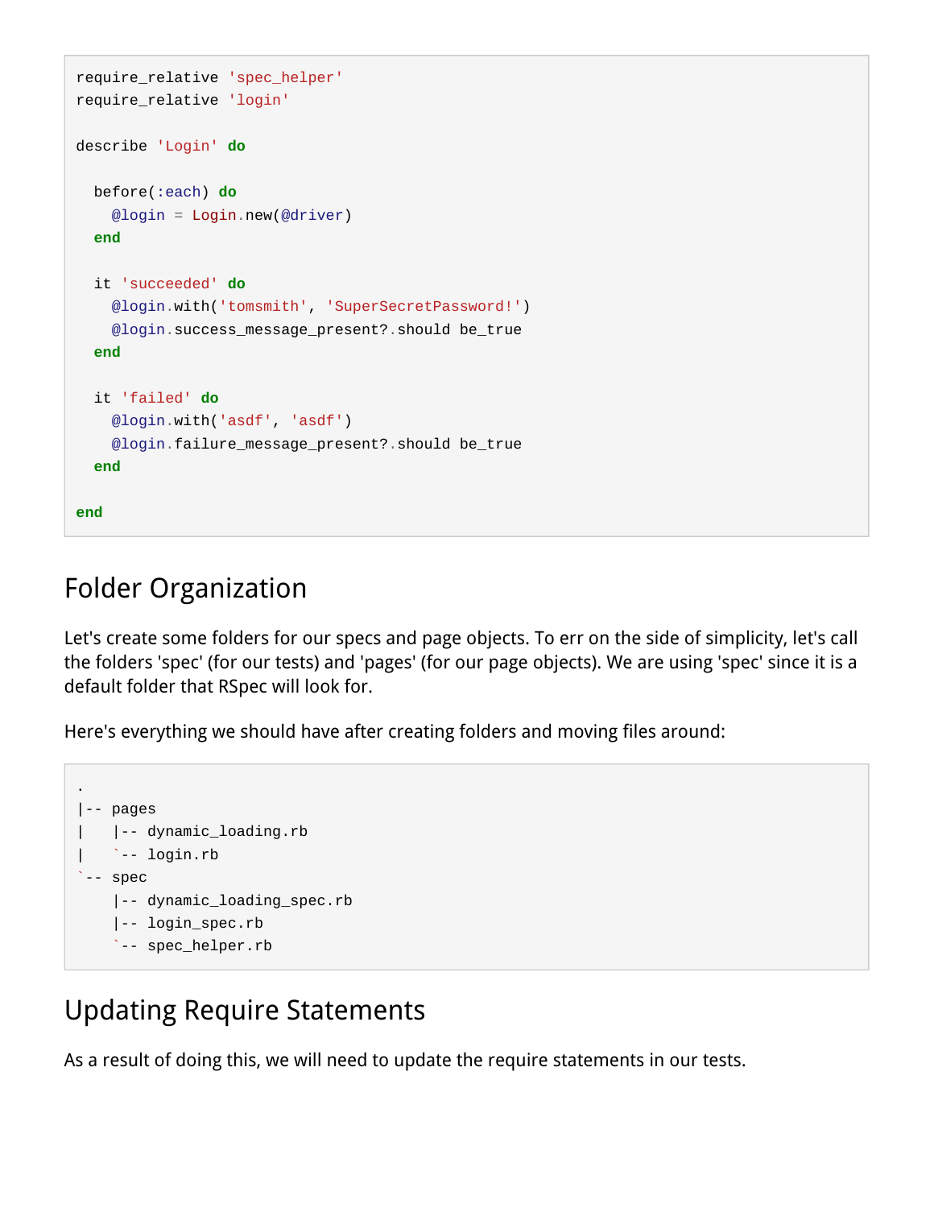```ruby
require_relative 'spec_helper'
require_relative 'login'

describe 'Login' do

  before(:each) do
    @login = Login.new(@driver)
  end

  it 'succeeded' do
    @login.with('tomsmith', 'SuperSecretPassword!')
    @login.success_message_present?.should be_true
  end

  it 'failed' do
    @login.with('asdf', 'asdf')
    @login.failure_message_present?.should be_true
  end

end
```

## Folder Organization

Let's create some folders for our specs and page objects. To err on the side of simplicity, let's call the folders 'spec' (for our tests) and 'pages' (for our page objects). We are using 'spec' since it is a default folder that RSpec will look for.

Here's everything we should have after creating folders and moving files around:

```
.
|-- pages
|   |-- dynamic_loading.rb
|   `-- login.rb
`-- spec
    |-- dynamic_loading_spec.rb
    |-- login_spec.rb
    `-- spec_helper.rb
```

## Updating Require Statements

As a result of doing this, we will need to update the require statements in our tests.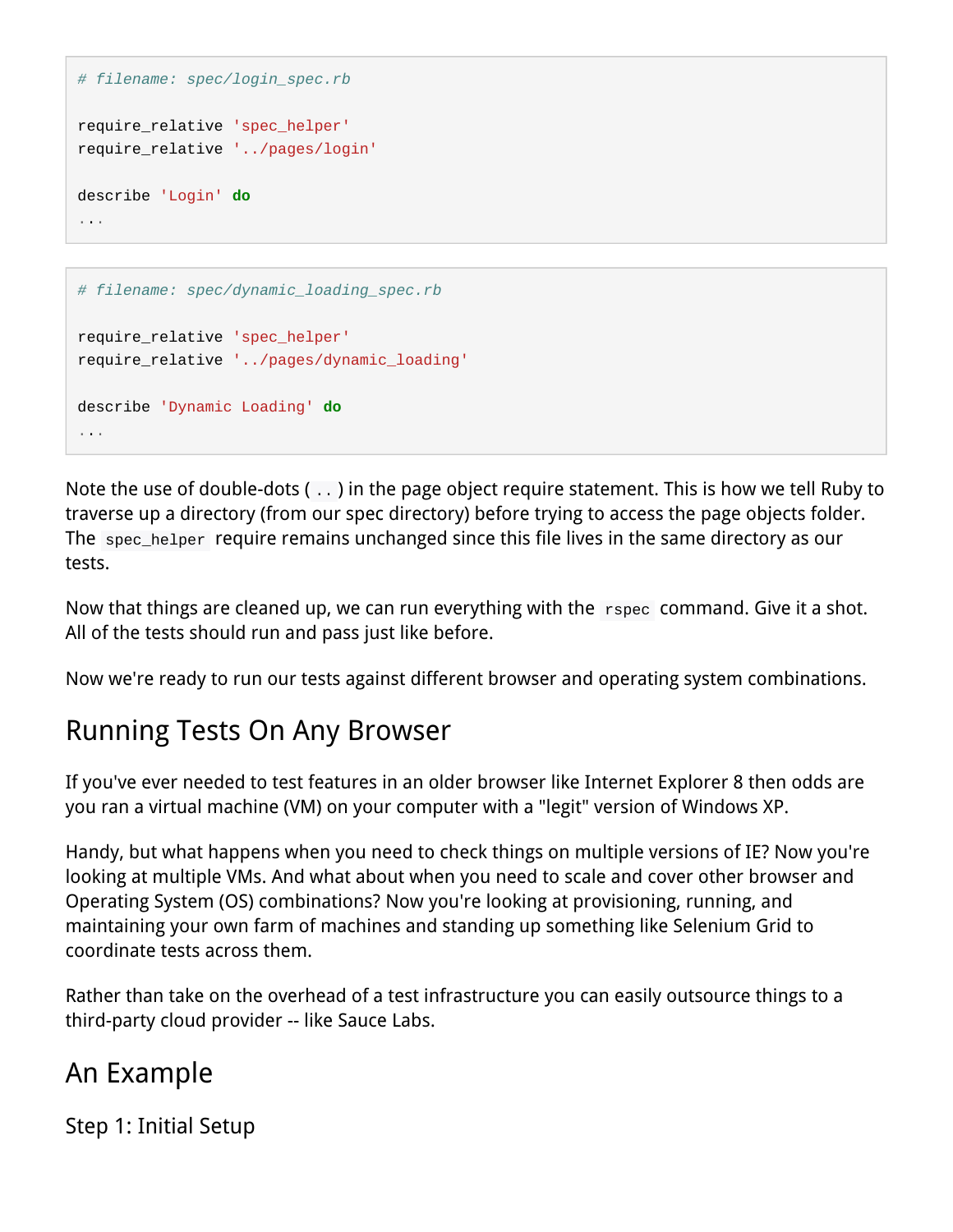```ruby
# filename: spec/login_spec.rb

require_relative 'spec_helper'
require_relative '../pages/login'

describe 'Login' do
...
```

```ruby
# filename: spec/dynamic_loading_spec.rb

require_relative 'spec_helper'
require_relative '../pages/dynamic_loading'

describe 'Dynamic Loading' do
...
```

Note the use of double-dots ( `..` ) in the page object require statement. This is how we tell Ruby to traverse up a directory (from our spec directory) before trying to access the page objects folder. The `spec_helper` require remains unchanged since this file lives in the same directory as our tests.

Now that things are cleaned up, we can run everything with the `rspec` command. Give it a shot. All of the tests should run and pass just like before.

Now we're ready to run our tests against different browser and operating system combinations.

## Running Tests On Any Browser

If you've ever needed to test features in an older browser like Internet Explorer 8 then odds are you ran a virtual machine (VM) on your computer with a "legit" version of Windows XP.

Handy, but what happens when you need to check things on multiple versions of IE? Now you're looking at multiple VMs. And what about when you need to scale and cover other browser and Operating System (OS) combinations? Now you're looking at provisioning, running, and maintaining your own farm of machines and standing up something like Selenium Grid to coordinate tests across them.

Rather than take on the overhead of a test infrastructure you can easily outsource things to a third-party cloud provider -- like Sauce Labs.

## An Example

### Step 1: Initial Setup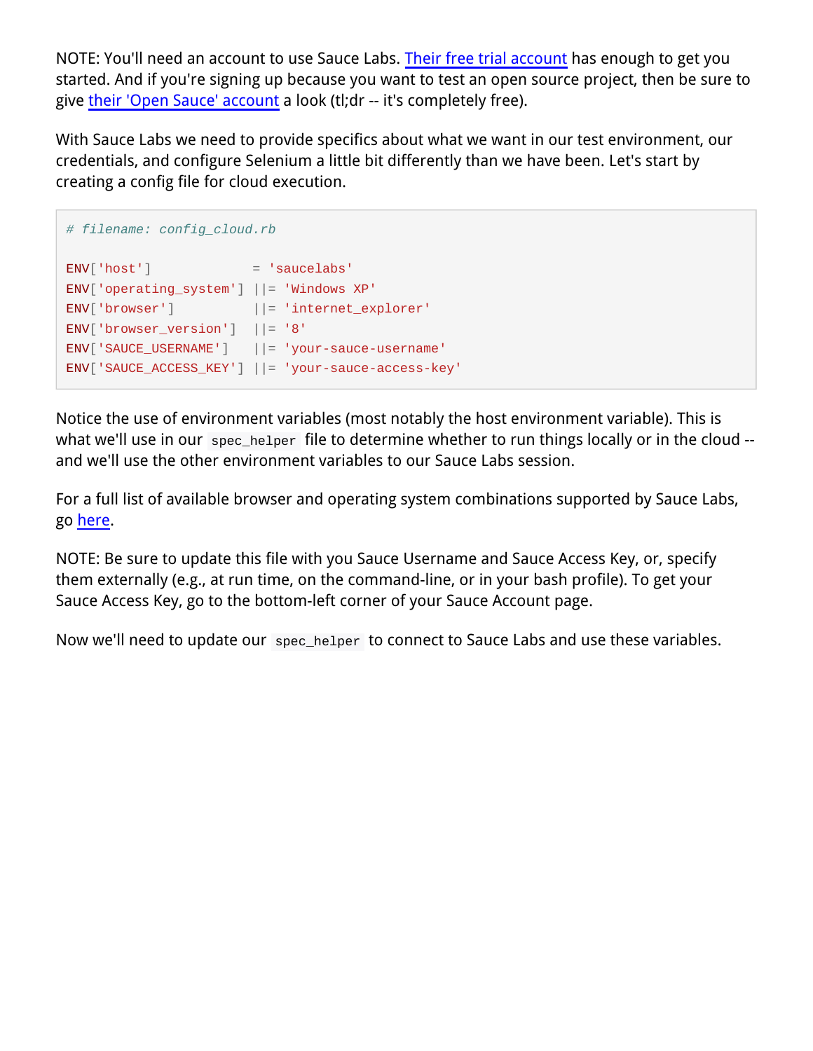NOTE: You'll need an account to use Sauce Labs. Their free trial account has enough to get you started. And if you're signing up because you want to test an open source project, then be sure to give their 'Open Sauce' account a look (tl;dr -- it's completely free).

With Sauce Labs we need to provide specifics about what we want in our test environment, our credentials, and configure Selenium a little bit differently than we have been. Let's start by creating a config file for cloud execution.

```
# filename: config_cloud.rb

ENV['host']             = 'saucelabs'
ENV['operating_system'] ||= 'Windows XP'
ENV['browser']          ||= 'internet_explorer'
ENV['browser_version']  ||= '8'
ENV['SAUCE_USERNAME']   ||= 'your-sauce-username'
ENV['SAUCE_ACCESS_KEY'] ||= 'your-sauce-access-key'
```

Notice the use of environment variables (most notably the host environment variable). This is what we'll use in our `spec_helper` file to determine whether to run things locally or in the cloud -- and we'll use the other environment variables to our Sauce Labs session.

For a full list of available browser and operating system combinations supported by Sauce Labs, go here.

NOTE: Be sure to update this file with you Sauce Username and Sauce Access Key, or, specify them externally (e.g., at run time, on the command-line, or in your bash profile). To get your Sauce Access Key, go to the bottom-left corner of your Sauce Account page.

Now we'll need to update our `spec_helper` to connect to Sauce Labs and use these variables.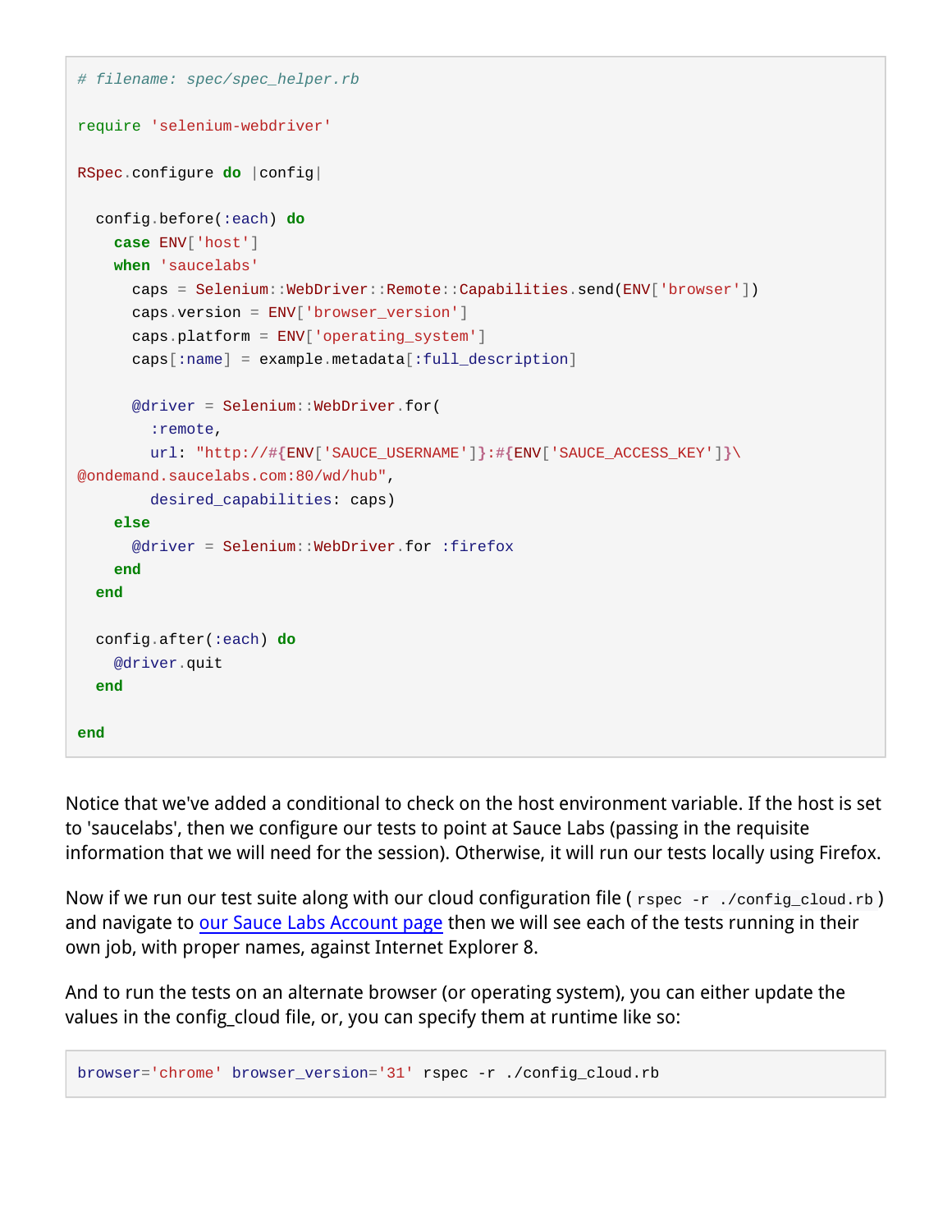```ruby
# filename: spec/spec_helper.rb

require 'selenium-webdriver'

RSpec.configure do |config|

  config.before(:each) do
    case ENV['host']
    when 'saucelabs'
      caps = Selenium::WebDriver::Remote::Capabilities.send(ENV['browser'])
      caps.version = ENV['browser_version']
      caps.platform = ENV['operating_system']
      caps[:name] = example.metadata[:full_description]

      @driver = Selenium::WebDriver.for(
        :remote,
        url: "http://#{ENV['SAUCE_USERNAME']}:#{ENV['SAUCE_ACCESS_KEY']}\
@ondemand.saucelabs.com:80/wd/hub",
        desired_capabilities: caps)
    else
      @driver = Selenium::WebDriver.for :firefox
    end
  end

  config.after(:each) do
    @driver.quit
  end

end
```

Notice that we've added a conditional to check on the host environment variable. If the host is set to 'saucelabs', then we configure our tests to point at Sauce Labs (passing in the requisite information that we will need for the session). Otherwise, it will run our tests locally using Firefox.

Now if we run our test suite along with our cloud configuration file (`rspec -r ./config_cloud.rb`) and navigate to our Sauce Labs Account page then we will see each of the tests running in their own job, with proper names, against Internet Explorer 8.

And to run the tests on an alternate browser (or operating system), you can either update the values in the config_cloud file, or, you can specify them at runtime like so:

```
browser='chrome' browser_version='31' rspec -r ./config_cloud.rb
```